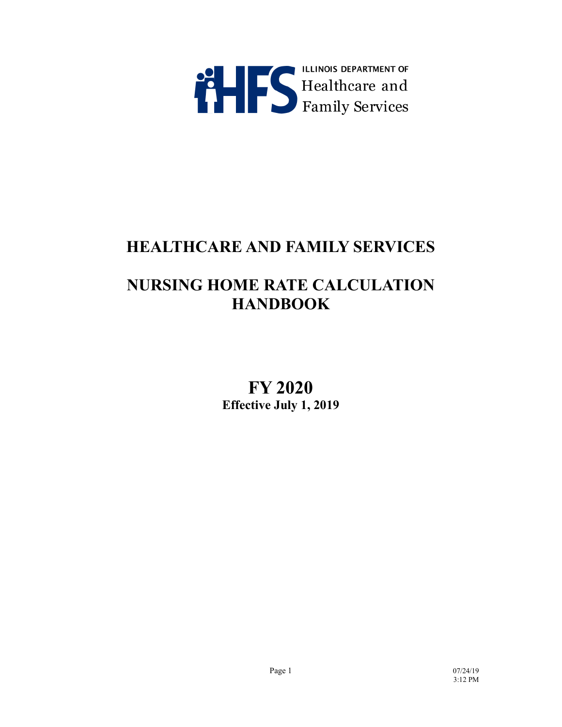ILLINOIS DEPARTMENT OF
Healthcare and
Family Services

# HEALTHCARE AND FAMILY SERVICES

# NURSING HOME RATE CALCULATION HANDBOOK

## FY 2020

**Effective July 1, 2019**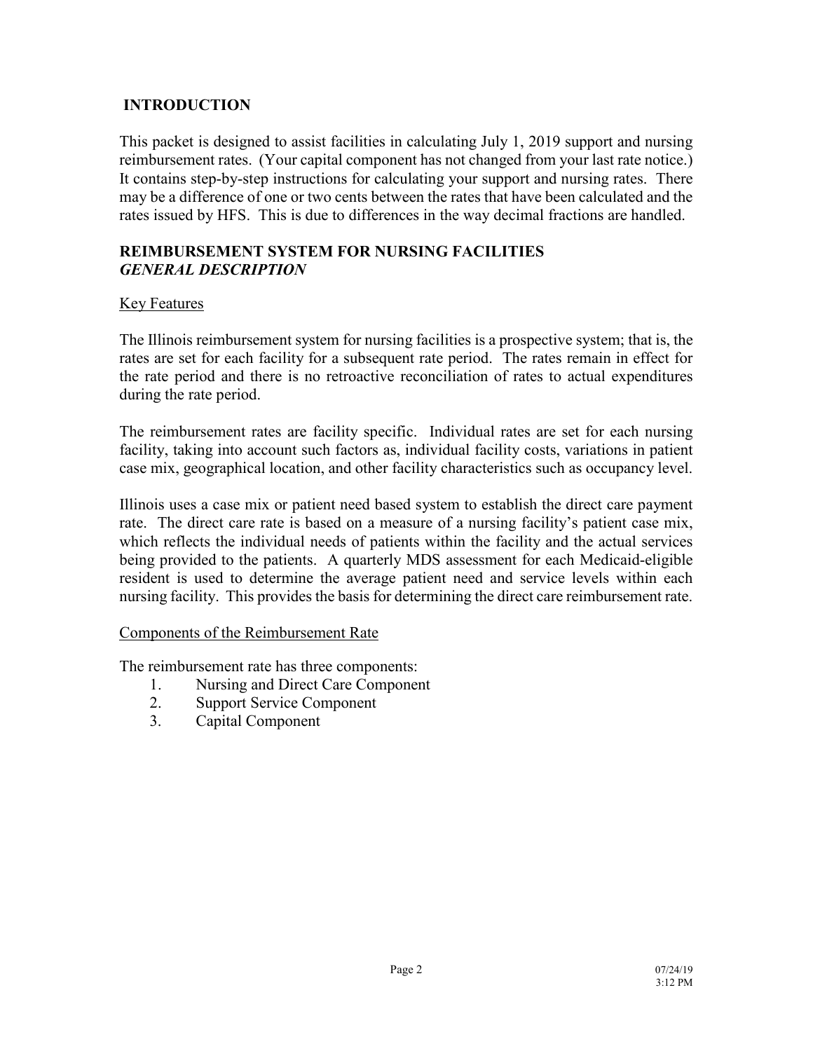## INTRODUCTION

This packet is designed to assist facilities in calculating July 1, 2019 support and nursing reimbursement rates. (Your capital component has not changed from your last rate notice.) It contains step-by-step instructions for calculating your support and nursing rates. There may be a difference of one or two cents between the rates that have been calculated and the rates issued by HFS. This is due to differences in the way decimal fractions are handled.

## REIMBURSEMENT SYSTEM FOR NURSING FACILITIES
### *GENERAL DESCRIPTION*

Key Features

The Illinois reimbursement system for nursing facilities is a prospective system; that is, the rates are set for each facility for a subsequent rate period. The rates remain in effect for the rate period and there is no retroactive reconciliation of rates to actual expenditures during the rate period.

The reimbursement rates are facility specific. Individual rates are set for each nursing facility, taking into account such factors as, individual facility costs, variations in patient case mix, geographical location, and other facility characteristics such as occupancy level.

Illinois uses a case mix or patient need based system to establish the direct care payment rate. The direct care rate is based on a measure of a nursing facility's patient case mix, which reflects the individual needs of patients within the facility and the actual services being provided to the patients. A quarterly MDS assessment for each Medicaid-eligible resident is used to determine the average patient need and service levels within each nursing facility. This provides the basis for determining the direct care reimbursement rate.

Components of the Reimbursement Rate

The reimbursement rate has three components:

1. Nursing and Direct Care Component
2. Support Service Component
3. Capital Component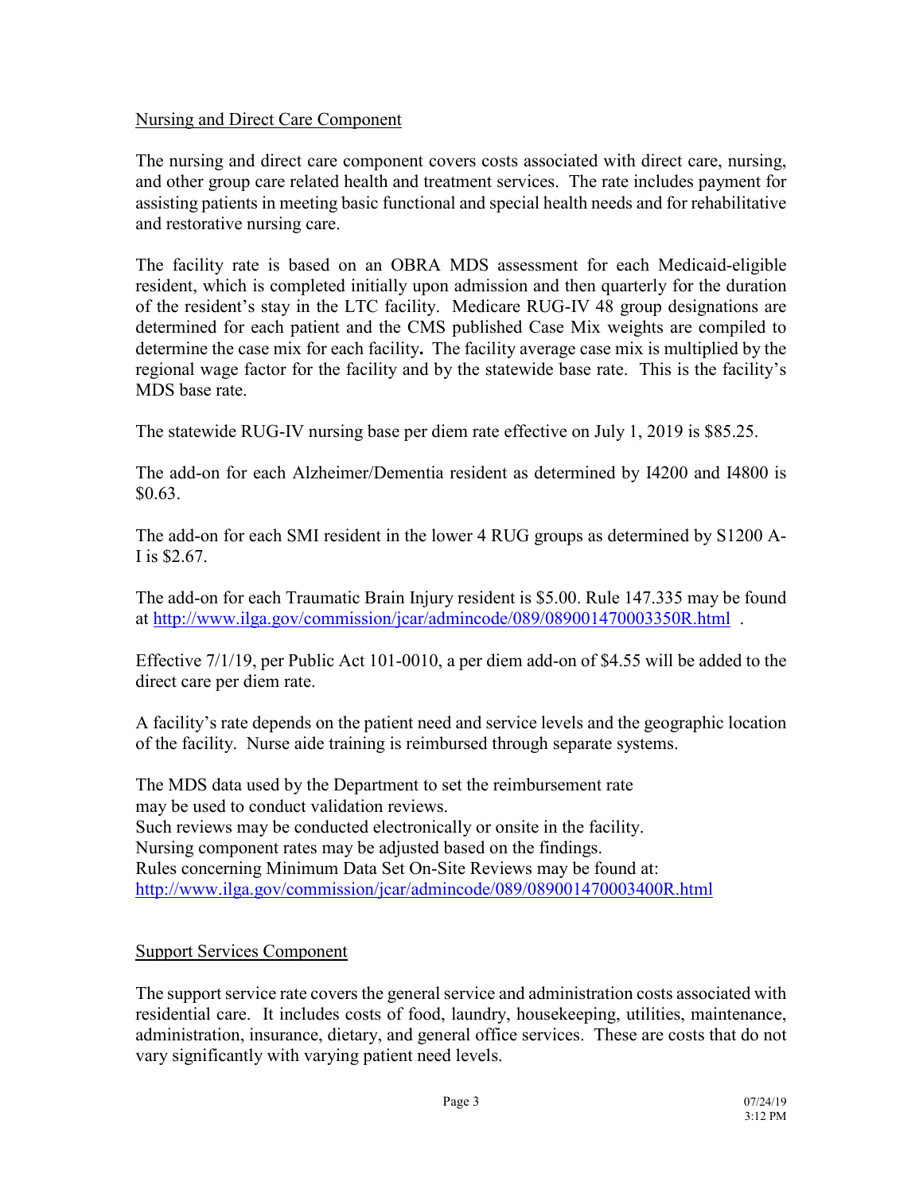## Nursing and Direct Care Component

The nursing and direct care component covers costs associated with direct care, nursing, and other group care related health and treatment services. The rate includes payment for assisting patients in meeting basic functional and special health needs and for rehabilitative and restorative nursing care.

The facility rate is based on an OBRA MDS assessment for each Medicaid-eligible resident, which is completed initially upon admission and then quarterly for the duration of the resident's stay in the LTC facility. Medicare RUG-IV 48 group designations are determined for each patient and the CMS published Case Mix weights are compiled to determine the case mix for each facility**.** The facility average case mix is multiplied by the regional wage factor for the facility and by the statewide base rate. This is the facility's MDS base rate.

The statewide RUG-IV nursing base per diem rate effective on July 1, 2019 is $85.25.

The add-on for each Alzheimer/Dementia resident as determined by I4200 and I4800 is $0.63.

The add-on for each SMI resident in the lower 4 RUG groups as determined by S1200 A-I is $2.67.

The add-on for each Traumatic Brain Injury resident is $5.00. Rule 147.335 may be found at http://www.ilga.gov/commission/jcar/admincode/089/089001470003350R.html .

Effective 7/1/19, per Public Act 101-0010, a per diem add-on of $4.55 will be added to the direct care per diem rate.

A facility's rate depends on the patient need and service levels and the geographic location of the facility. Nurse aide training is reimbursed through separate systems.

The MDS data used by the Department to set the reimbursement rate
may be used to conduct validation reviews.
Such reviews may be conducted electronically or onsite in the facility.
Nursing component rates may be adjusted based on the findings.
Rules concerning Minimum Data Set On-Site Reviews may be found at:
http://www.ilga.gov/commission/jcar/admincode/089/089001470003400R.html

## Support Services Component

The support service rate covers the general service and administration costs associated with residential care. It includes costs of food, laundry, housekeeping, utilities, maintenance, administration, insurance, dietary, and general office services. These are costs that do not vary significantly with varying patient need levels.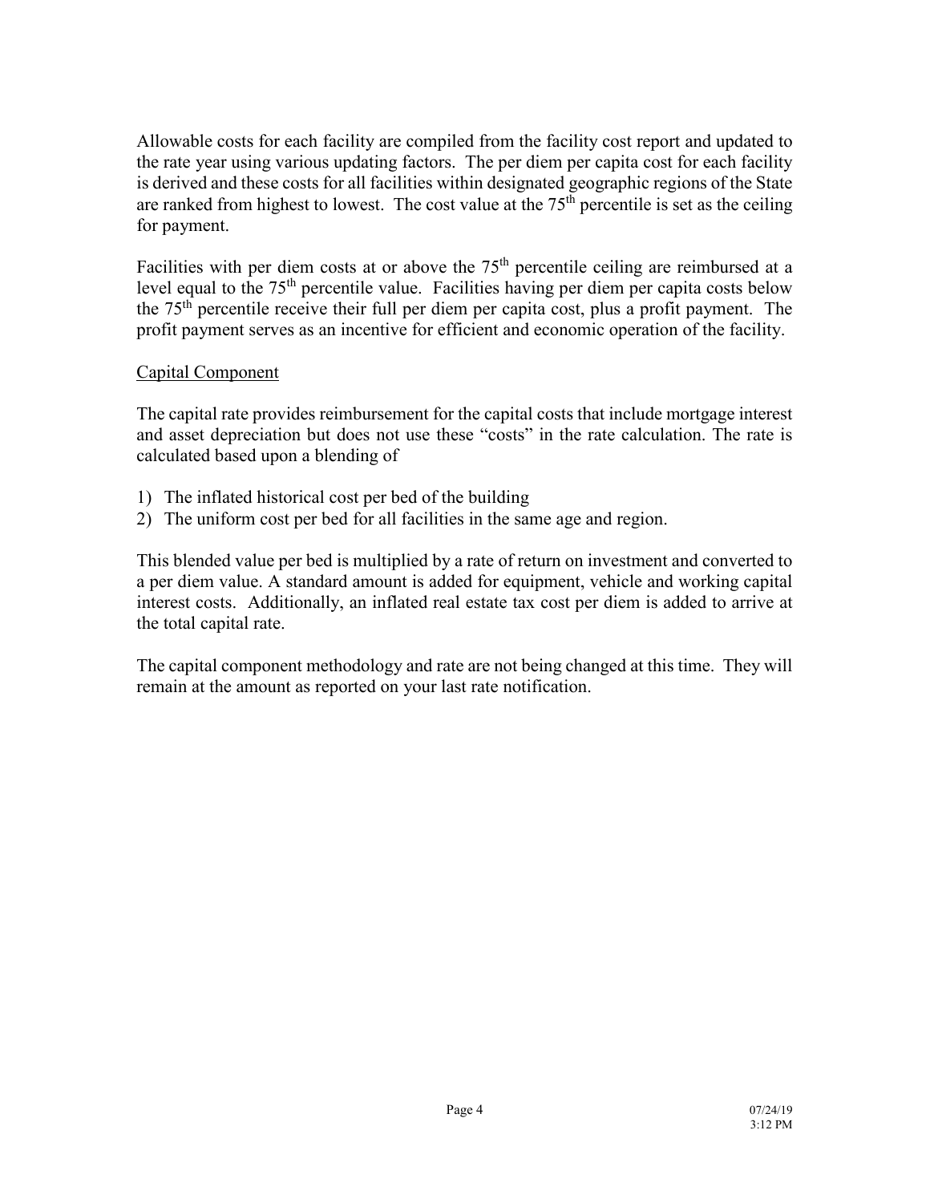Allowable costs for each facility are compiled from the facility cost report and updated to the rate year using various updating factors. The per diem per capita cost for each facility is derived and these costs for all facilities within designated geographic regions of the State are ranked from highest to lowest. The cost value at the 75th percentile is set as the ceiling for payment.

Facilities with per diem costs at or above the 75th percentile ceiling are reimbursed at a level equal to the 75th percentile value. Facilities having per diem per capita costs below the 75th percentile receive their full per diem per capita cost, plus a profit payment. The profit payment serves as an incentive for efficient and economic operation of the facility.

<u>Capital Component</u>

The capital rate provides reimbursement for the capital costs that include mortgage interest and asset depreciation but does not use these "costs" in the rate calculation. The rate is calculated based upon a blending of

1) The inflated historical cost per bed of the building
2) The uniform cost per bed for all facilities in the same age and region.

This blended value per bed is multiplied by a rate of return on investment and converted to a per diem value. A standard amount is added for equipment, vehicle and working capital interest costs. Additionally, an inflated real estate tax cost per diem is added to arrive at the total capital rate.

The capital component methodology and rate are not being changed at this time. They will remain at the amount as reported on your last rate notification.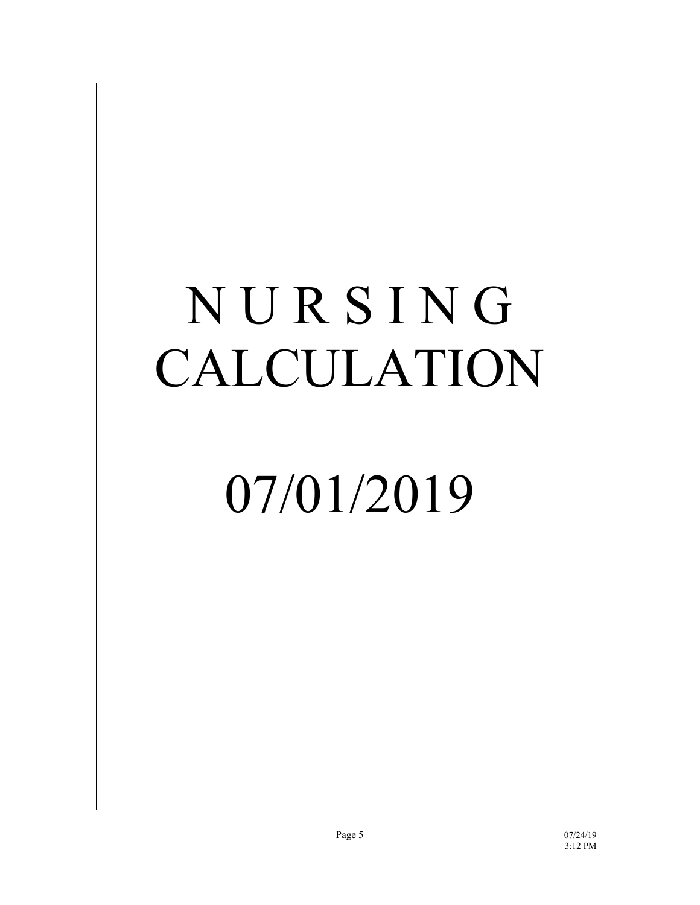# N U R S I N G CALCULATION

# 07/01/2019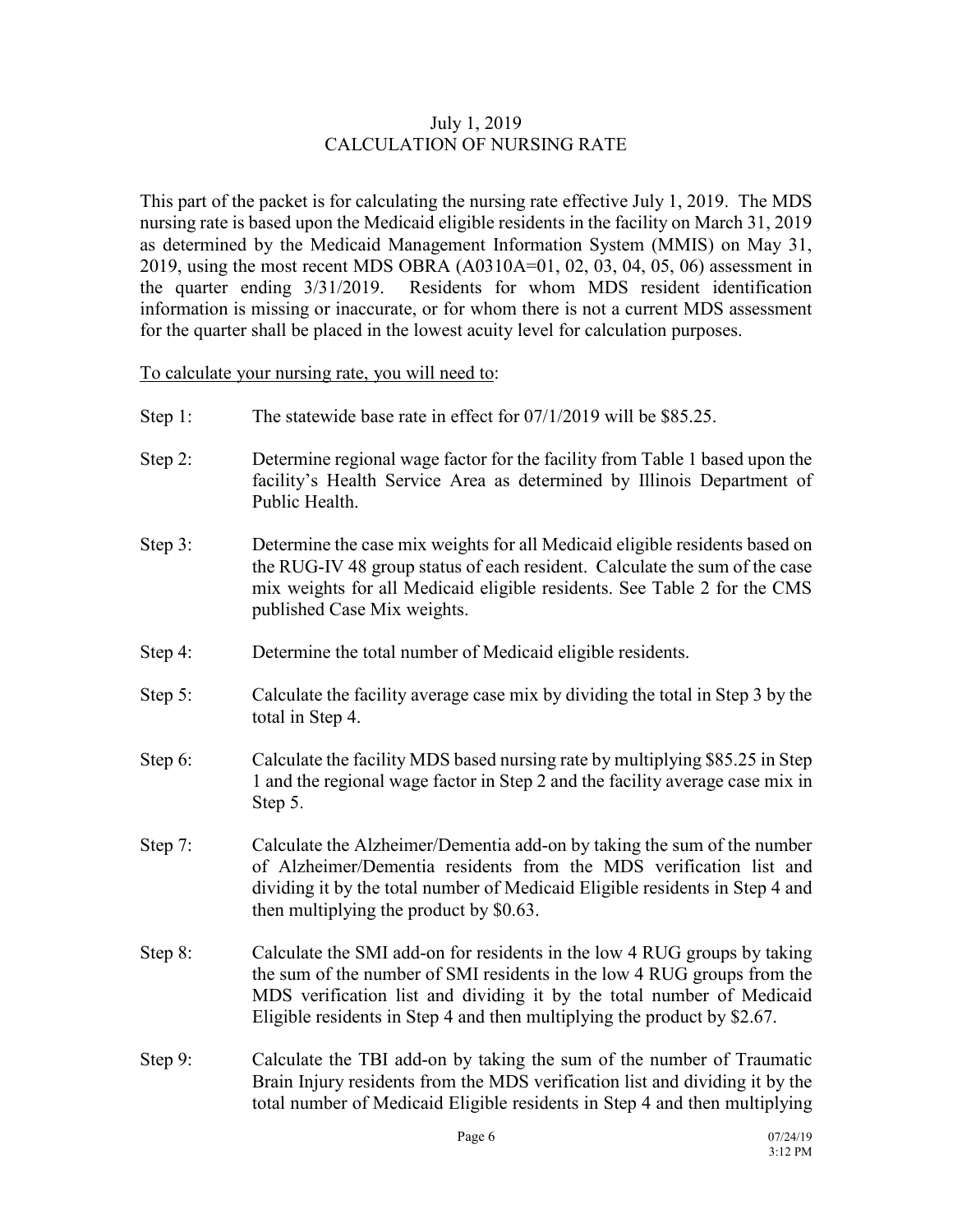# July 1, 2019
# CALCULATION OF NURSING RATE

This part of the packet is for calculating the nursing rate effective July 1, 2019. The MDS nursing rate is based upon the Medicaid eligible residents in the facility on March 31, 2019 as determined by the Medicaid Management Information System (MMIS) on May 31, 2019, using the most recent MDS OBRA (A0310A=01, 02, 03, 04, 05, 06) assessment in the quarter ending 3/31/2019. Residents for whom MDS resident identification information is missing or inaccurate, or for whom there is not a current MDS assessment for the quarter shall be placed in the lowest acuity level for calculation purposes.

<u>To calculate your nursing rate, you will need to</u>:

Step 1: The statewide base rate in effect for 07/1/2019 will be $85.25.

Step 2: Determine regional wage factor for the facility from Table 1 based upon the facility's Health Service Area as determined by Illinois Department of Public Health.

Step 3: Determine the case mix weights for all Medicaid eligible residents based on the RUG-IV 48 group status of each resident. Calculate the sum of the case mix weights for all Medicaid eligible residents. See Table 2 for the CMS published Case Mix weights.

Step 4: Determine the total number of Medicaid eligible residents.

Step 5: Calculate the facility average case mix by dividing the total in Step 3 by the total in Step 4.

Step 6: Calculate the facility MDS based nursing rate by multiplying $85.25 in Step 1 and the regional wage factor in Step 2 and the facility average case mix in Step 5.

Step 7: Calculate the Alzheimer/Dementia add-on by taking the sum of the number of Alzheimer/Dementia residents from the MDS verification list and dividing it by the total number of Medicaid Eligible residents in Step 4 and then multiplying the product by $0.63.

Step 8: Calculate the SMI add-on for residents in the low 4 RUG groups by taking the sum of the number of SMI residents in the low 4 RUG groups from the MDS verification list and dividing it by the total number of Medicaid Eligible residents in Step 4 and then multiplying the product by $2.67.

Step 9: Calculate the TBI add-on by taking the sum of the number of Traumatic Brain Injury residents from the MDS verification list and dividing it by the total number of Medicaid Eligible residents in Step 4 and then multiplying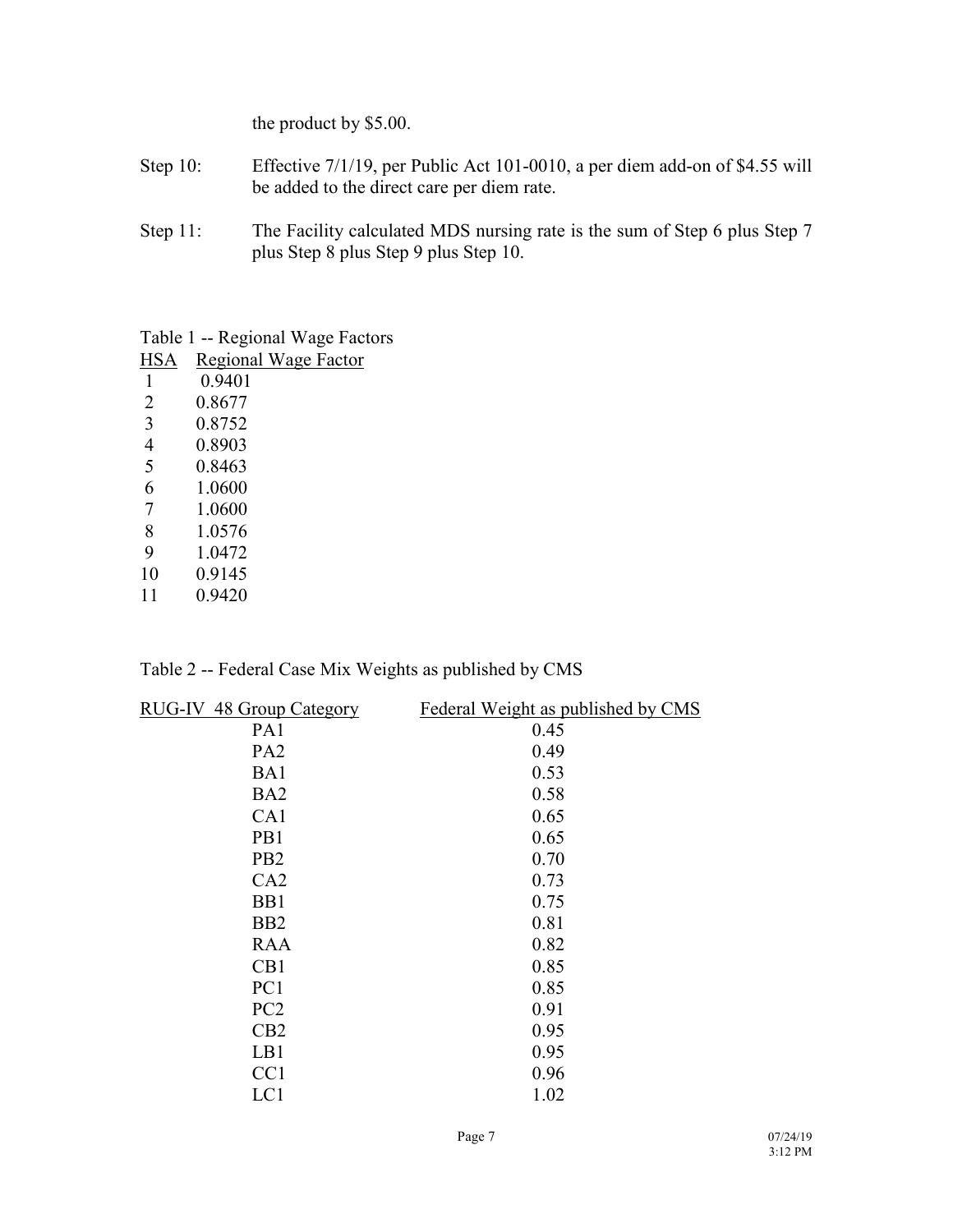the product by $5.00.

Step 10: Effective 7/1/19, per Public Act 101-0010, a per diem add-on of $4.55 will be added to the direct care per diem rate.

Step 11: The Facility calculated MDS nursing rate is the sum of Step 6 plus Step 7 plus Step 8 plus Step 9 plus Step 10.

Table 1 -- Regional Wage Factors

| HSA | Regional Wage Factor |
|---|---|
| 1 | 0.9401 |
| 2 | 0.8677 |
| 3 | 0.8752 |
| 4 | 0.8903 |
| 5 | 0.8463 |
| 6 | 1.0600 |
| 7 | 1.0600 |
| 8 | 1.0576 |
| 9 | 1.0472 |
| 10 | 0.9145 |
| 11 | 0.9420 |

Table 2 -- Federal Case Mix Weights as published by CMS

| RUG-IV 48 Group Category | Federal Weight as published by CMS |
|---|---|
| PA1 | 0.45 |
| PA2 | 0.49 |
| BA1 | 0.53 |
| BA2 | 0.58 |
| CA1 | 0.65 |
| PB1 | 0.65 |
| PB2 | 0.70 |
| CA2 | 0.73 |
| BB1 | 0.75 |
| BB2 | 0.81 |
| RAA | 0.82 |
| CB1 | 0.85 |
| PC1 | 0.85 |
| PC2 | 0.91 |
| CB2 | 0.95 |
| LB1 | 0.95 |
| CC1 | 0.96 |
| LC1 | 1.02 |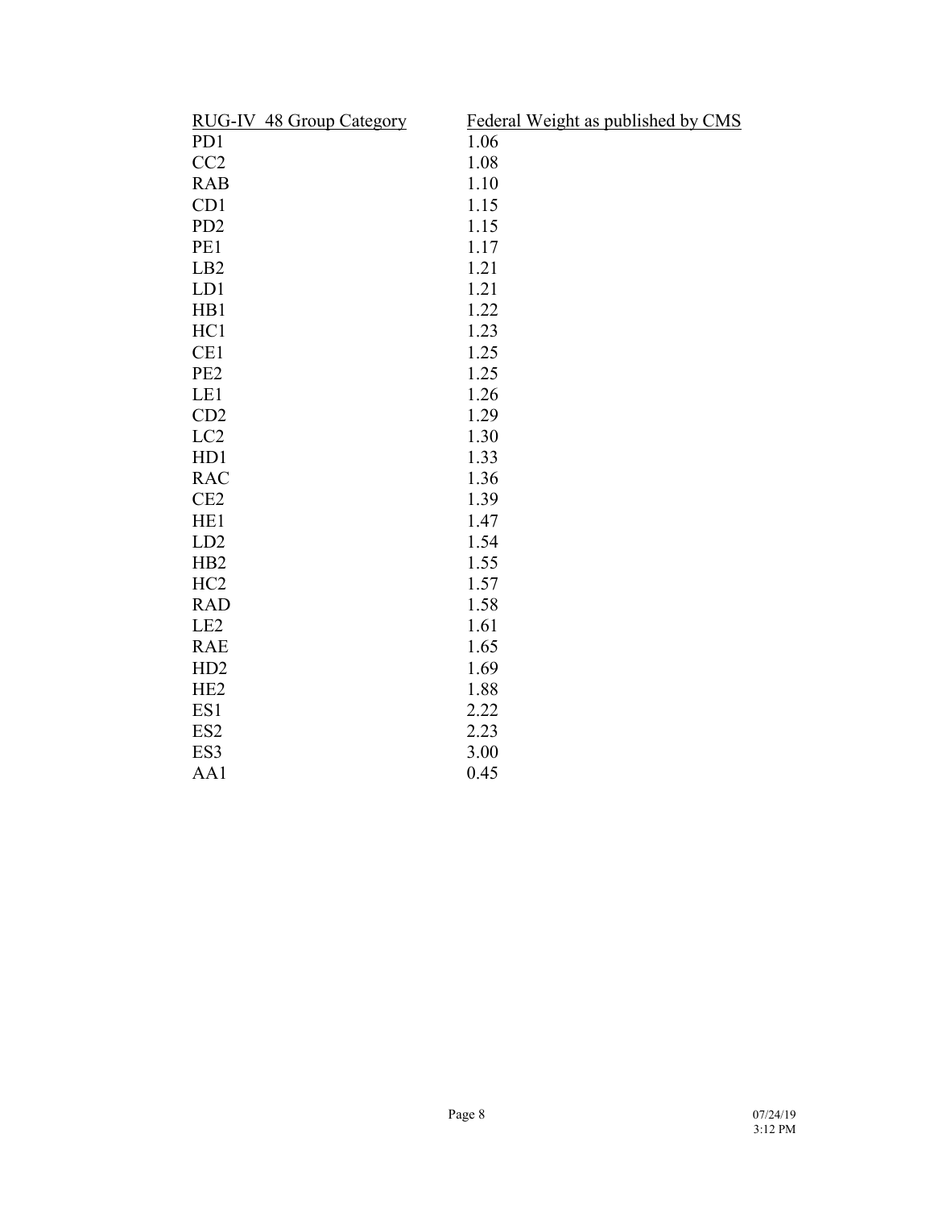| RUG-IV 48 Group Category | Federal Weight as published by CMS |
|---|---|
| PD1 | 1.06 |
| CC2 | 1.08 |
| RAB | 1.10 |
| CD1 | 1.15 |
| PD2 | 1.15 |
| PE1 | 1.17 |
| LB2 | 1.21 |
| LD1 | 1.21 |
| HB1 | 1.22 |
| HC1 | 1.23 |
| CE1 | 1.25 |
| PE2 | 1.25 |
| LE1 | 1.26 |
| CD2 | 1.29 |
| LC2 | 1.30 |
| HD1 | 1.33 |
| RAC | 1.36 |
| CE2 | 1.39 |
| HE1 | 1.47 |
| LD2 | 1.54 |
| HB2 | 1.55 |
| HC2 | 1.57 |
| RAD | 1.58 |
| LE2 | 1.61 |
| RAE | 1.65 |
| HD2 | 1.69 |
| HE2 | 1.88 |
| ES1 | 2.22 |
| ES2 | 2.23 |
| ES3 | 3.00 |
| AA1 | 0.45 |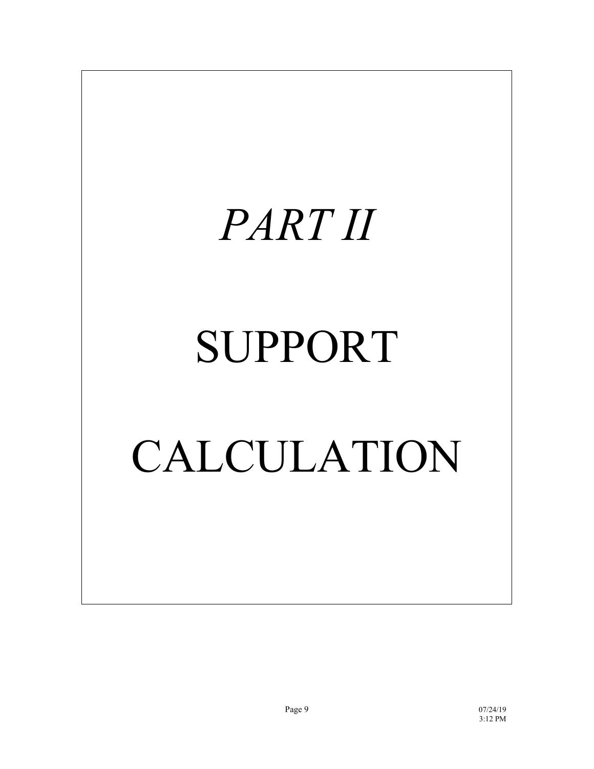# *PART II*

# SUPPORT

# CALCULATION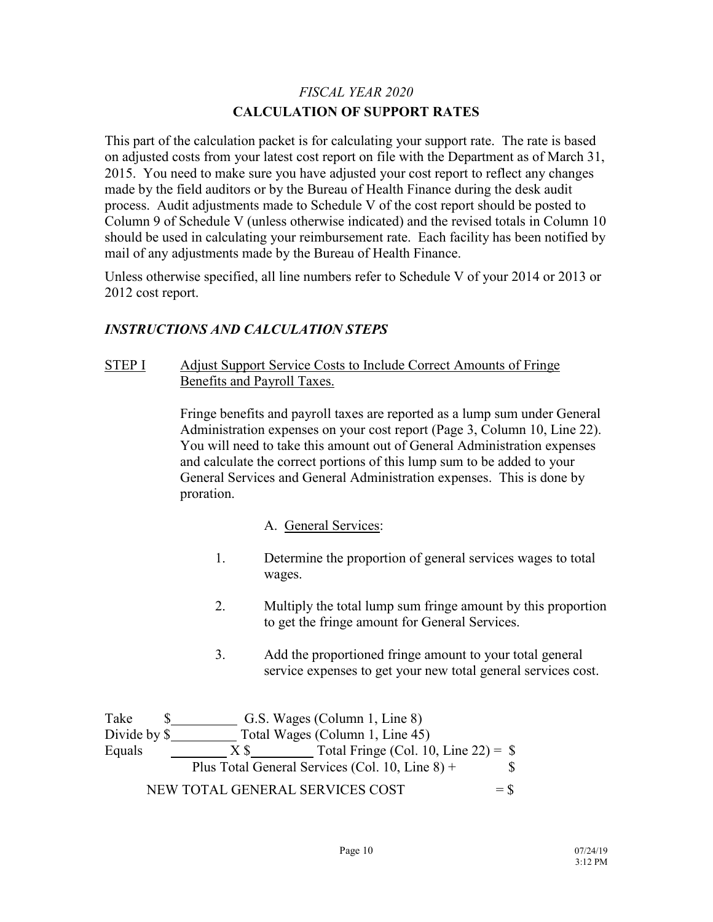*FISCAL YEAR 2020*

**CALCULATION OF SUPPORT RATES**

This part of the calculation packet is for calculating your support rate. The rate is based on adjusted costs from your latest cost report on file with the Department as of March 31, 2015. You need to make sure you have adjusted your cost report to reflect any changes made by the field auditors or by the Bureau of Health Finance during the desk audit process. Audit adjustments made to Schedule V of the cost report should be posted to Column 9 of Schedule V (unless otherwise indicated) and the revised totals in Column 10 should be used in calculating your reimbursement rate. Each facility has been notified by mail of any adjustments made by the Bureau of Health Finance.

Unless otherwise specified, all line numbers refer to Schedule V of your 2014 or 2013 or 2012 cost report.

***INSTRUCTIONS AND CALCULATION STEPS***

<u>STEP I</u> <u>Adjust Support Service Costs to Include Correct Amounts of Fringe Benefits and Payroll Taxes.</u>

Fringe benefits and payroll taxes are reported as a lump sum under General Administration expenses on your cost report (Page 3, Column 10, Line 22). You will need to take this amount out of General Administration expenses and calculate the correct portions of this lump sum to be added to your General Services and General Administration expenses. This is done by proration.

A. <u>General Services</u>:

1. Determine the proportion of general services wages to total wages.
2. Multiply the total lump sum fringe amount by this proportion to get the fringe amount for General Services.
3. Add the proportioned fringe amount to your total general service expenses to get your new total general services cost.

Take $\_\_\_\_\_\_\_\_\_\_ G.S. Wages (Column 1, Line 8)
Divide by $\_\_\_\_\_\_\_\_\_\_ Total Wages (Column 1, Line 45)
Equals \_\_\_\_\_\_\_\_\_\_ X $\_\_\_\_\_\_\_\_\_\_ Total Fringe (Col. 10, Line 22) = $
Plus Total General Services (Col. 10, Line 8) + $

NEW TOTAL GENERAL SERVICES COST = $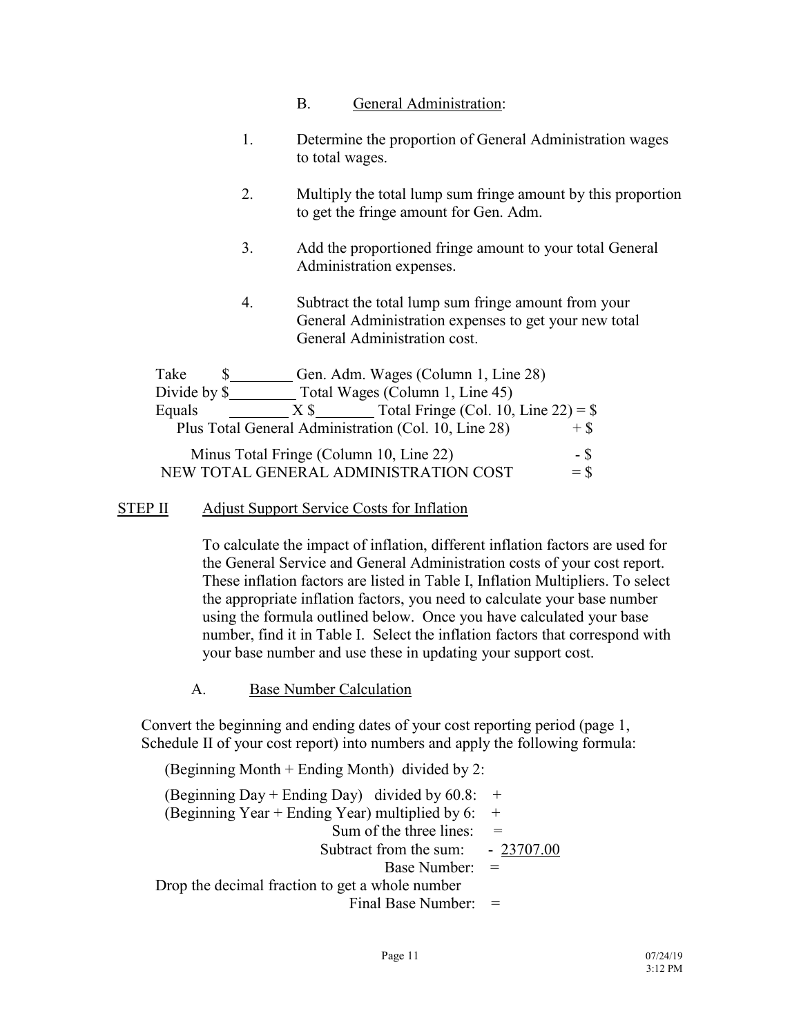B. General Administration:

1. Determine the proportion of General Administration wages to total wages.

2. Multiply the total lump sum fringe amount by this proportion to get the fringe amount for Gen. Adm.

3. Add the proportioned fringe amount to your total General Administration expenses.

4. Subtract the total lump sum fringe amount from your General Administration expenses to get your new total General Administration cost.

Take $________ Gen. Adm. Wages (Column 1, Line 28)
Divide by $________ Total Wages (Column 1, Line 45)
Equals ________ X $_______ Total Fringe (Col. 10, Line 22) = $
Plus Total General Administration (Col. 10, Line 28) + $

Minus Total Fringe (Column 10, Line 22) - $
NEW TOTAL GENERAL ADMINISTRATION COST = $

STEP II Adjust Support Service Costs for Inflation

To calculate the impact of inflation, different inflation factors are used for the General Service and General Administration costs of your cost report. These inflation factors are listed in Table I, Inflation Multipliers. To select the appropriate inflation factors, you need to calculate your base number using the formula outlined below. Once you have calculated your base number, find it in Table I. Select the inflation factors that correspond with your base number and use these in updating your support cost.

A. Base Number Calculation

Convert the beginning and ending dates of your cost reporting period (page 1, Schedule II of your cost report) into numbers and apply the following formula:

(Beginning Month + Ending Month) divided by 2:

(Beginning Day + Ending Day) divided by 60.8: +
(Beginning Year + Ending Year) multiplied by 6: +
Sum of the three lines: =
Subtract from the sum: - 23707.00
Base Number: =
Drop the decimal fraction to get a whole number
Final Base Number: =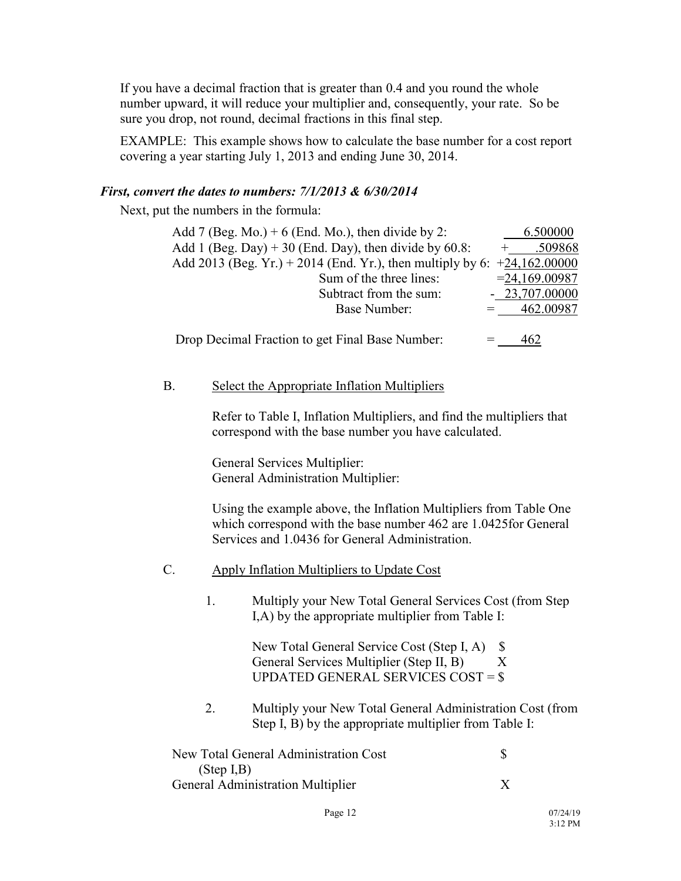If you have a decimal fraction that is greater than 0.4 and you round the whole number upward, it will reduce your multiplier and, consequently, your rate. So be sure you drop, not round, decimal fractions in this final step.

EXAMPLE: This example shows how to calculate the base number for a cost report covering a year starting July 1, 2013 and ending June 30, 2014.

***First, convert the dates to numbers: 7/1/2013 & 6/30/2014***

Next, put the numbers in the formula:

| | |
|---|---|
| Add 7 (Beg. Mo.) + 6 (End. Mo.), then divide by 2: | 6.500000 |
| Add 1 (Beg. Day) + 30 (End. Day), then divide by 60.8: | + .509868 |
| Add 2013 (Beg. Yr.) + 2014 (End. Yr.), then multiply by 6: | +24,162.00000 |
| Sum of the three lines: | =24,169.00987 |
| Subtract from the sum: | - 23,707.00000 |
| Base Number: | = 462.00987 |
| Drop Decimal Fraction to get Final Base Number: | = 462 |

B. Select the Appropriate Inflation Multipliers

Refer to Table I, Inflation Multipliers, and find the multipliers that correspond with the base number you have calculated.

General Services Multiplier:
General Administration Multiplier:

Using the example above, the Inflation Multipliers from Table One which correspond with the base number 462 are 1.0425for General Services and 1.0436 for General Administration.

C. Apply Inflation Multipliers to Update Cost

1. Multiply your New Total General Services Cost (from Step I,A) by the appropriate multiplier from Table I:

   New Total General Service Cost (Step I, A) $
   General Services Multiplier (Step II, B) X
   UPDATED GENERAL SERVICES COST = $

2. Multiply your New Total General Administration Cost (from Step I, B) by the appropriate multiplier from Table I:

   New Total General Administration Cost (Step I,B) $
   General Administration Multiplier X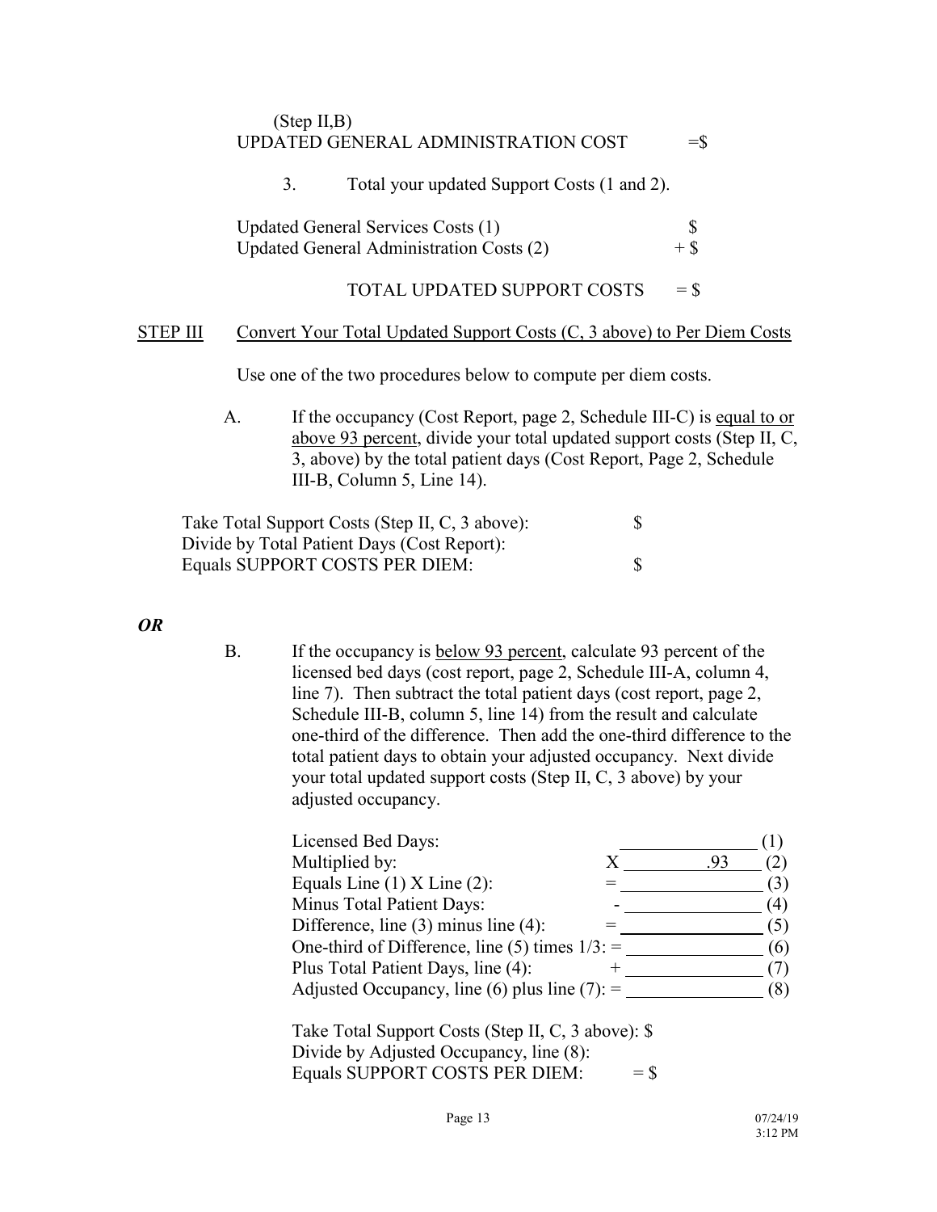(Step II,B)
UPDATED GENERAL ADMINISTRATION COST =$

3. Total your updated Support Costs (1 and 2).

| | |
|---|---|
| Updated General Services Costs (1) | $ |
| Updated General Administration Costs (2) | + $ |
| TOTAL UPDATED SUPPORT COSTS | = $ |

<u>STEP III</u> <u>Convert Your Total Updated Support Costs (C, 3 above) to Per Diem Costs</u>

Use one of the two procedures below to compute per diem costs.

A. If the occupancy (Cost Report, page 2, Schedule III-C) is <u>equal to or above 93 percent</u>, divide your total updated support costs (Step II, C, 3, above) by the total patient days (Cost Report, Page 2, Schedule III-B, Column 5, Line 14).

| | |
|---|---|
| Take Total Support Costs (Step II, C, 3 above): | $ |
| Divide by Total Patient Days (Cost Report): | |
| Equals SUPPORT COSTS PER DIEM: | $ |

***OR***

B. If the occupancy is <u>below 93 percent</u>, calculate 93 percent of the licensed bed days (cost report, page 2, Schedule III-A, column 4, line 7). Then subtract the total patient days (cost report, page 2, Schedule III-B, column 5, line 14) from the result and calculate one-third of the difference. Then add the one-third difference to the total patient days to obtain your adjusted occupancy. Next divide your total updated support costs (Step II, C, 3 above) by your adjusted occupancy.

| | | | |
|---|---|---|---|
| Licensed Bed Days: | | ______ | (1) |
| Multiplied by: | X | .93 | (2) |
| Equals Line (1) X Line (2): | = | ______ | (3) |
| Minus Total Patient Days: | - | ______ | (4) |
| Difference, line (3) minus line (4): | = | ______ | (5) |
| One-third of Difference, line (5) times 1/3: | = | ______ | (6) |
| Plus Total Patient Days, line (4): | + | ______ | (7) |
| Adjusted Occupancy, line (6) plus line (7): | = | ______ | (8) |

| | |
|---|---|
| Take Total Support Costs (Step II, C, 3 above): | $ |
| Divide by Adjusted Occupancy, line (8): | |
| Equals SUPPORT COSTS PER DIEM: | = $ |

07/24/19
3:12 PM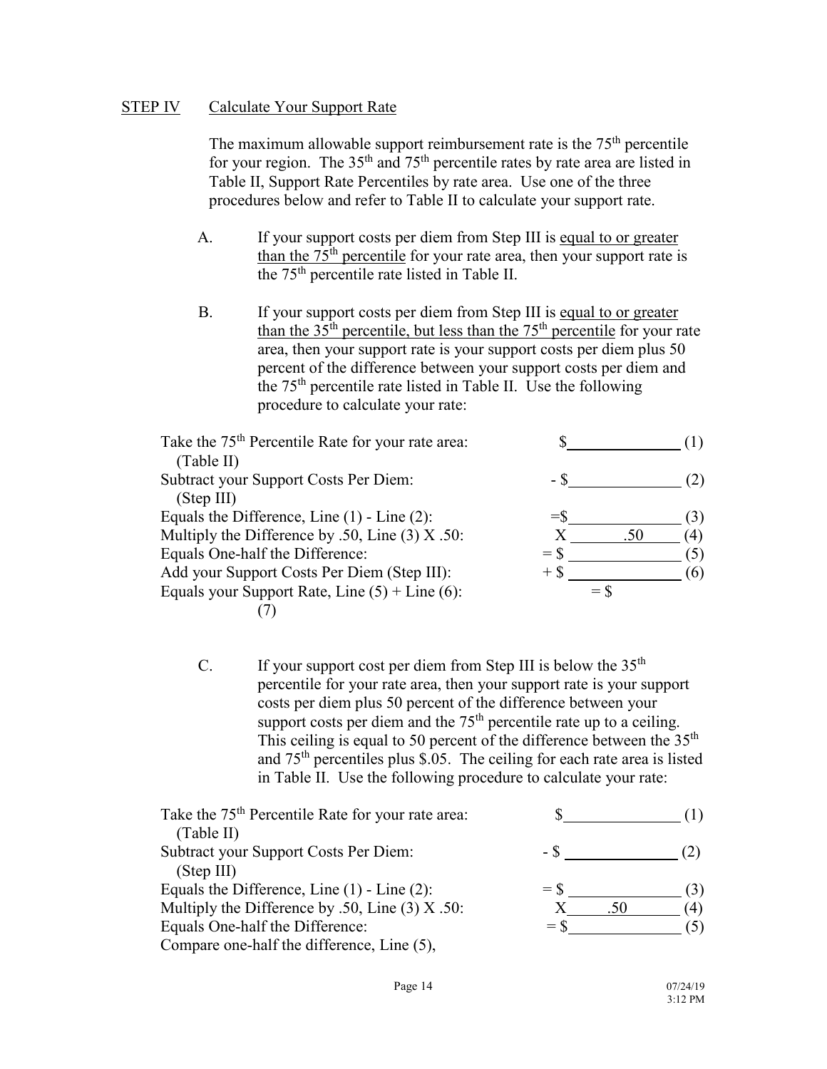STEP IV Calculate Your Support Rate

The maximum allowable support reimbursement rate is the 75th percentile for your region. The 35th and 75th percentile rates by rate area are listed in Table II, Support Rate Percentiles by rate area. Use one of the three procedures below and refer to Table II to calculate your support rate.

A. If your support costs per diem from Step III is equal to or greater than the 75th percentile for your rate area, then your support rate is the 75th percentile rate listed in Table II.

B. If your support costs per diem from Step III is equal to or greater than the 35th percentile, but less than the 75th percentile for your rate area, then your support rate is your support costs per diem plus 50 percent of the difference between your support costs per diem and the 75th percentile rate listed in Table II. Use the following procedure to calculate your rate:

| | | |
|---|---|---|
| Take the 75th Percentile Rate for your rate area: (Table II) | $______ | (1) |
| Subtract your Support Costs Per Diem: (Step III) | - $______ | (2) |
| Equals the Difference, Line (1) - Line (2): | =$______ | (3) |
| Multiply the Difference by .50, Line (3) X .50: | X .50 | (4) |
| Equals One-half the Difference: | = $______ | (5) |
| Add your Support Costs Per Diem (Step III): | + $______ | (6) |
| Equals your Support Rate, Line (5) + Line (6): (7) | = $ | |

C. If your support cost per diem from Step III is below the 35th percentile for your rate area, then your support rate is your support costs per diem plus 50 percent of the difference between your support costs per diem and the 75th percentile rate up to a ceiling. This ceiling is equal to 50 percent of the difference between the 35th and 75th percentiles plus $.05. The ceiling for each rate area is listed in Table II. Use the following procedure to calculate your rate:

| | | |
|---|---|---|
| Take the 75th Percentile Rate for your rate area: (Table II) | $______ | (1) |
| Subtract your Support Costs Per Diem: (Step III) | - $______ | (2) |
| Equals the Difference, Line (1) - Line (2): | = $______ | (3) |
| Multiply the Difference by .50, Line (3) X .50: | X .50 | (4) |
| Equals One-half the Difference: | = $______ | (5) |

Compare one-half the difference, Line (5),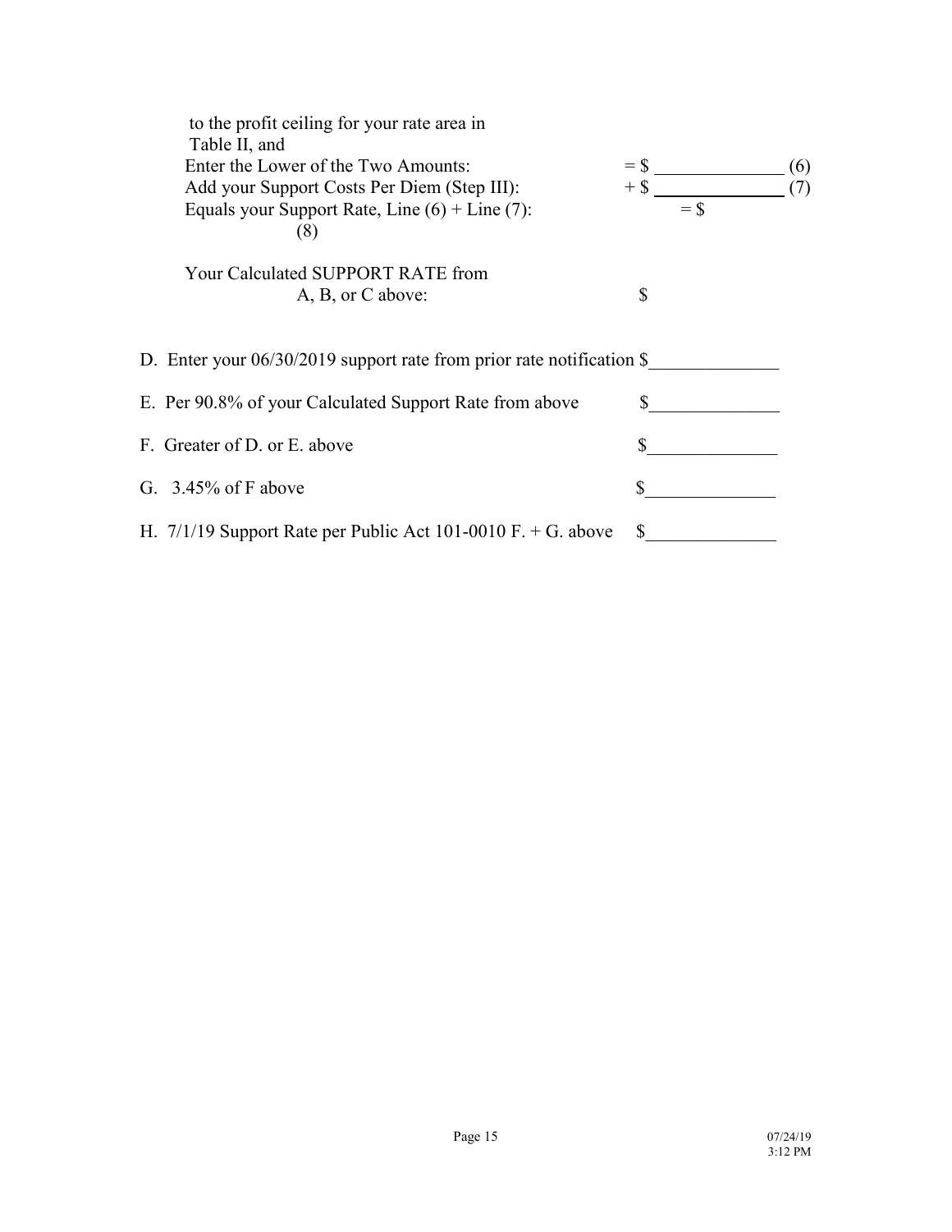to the profit ceiling for your rate area in Table II, and

Enter the Lower of the Two Amounts: = $ ______________ (6)

Add your Support Costs Per Diem (Step III): + $ ______________ (7)

Equals your Support Rate, Line (6) + Line (7): = $ (8)

Your Calculated SUPPORT RATE from A, B, or C above: $

D. Enter your 06/30/2019 support rate from prior rate notification $______________

E. Per 90.8% of your Calculated Support Rate from above $______________

F. Greater of D. or E. above $______________

G. 3.45% of F above $______________

H. 7/1/19 Support Rate per Public Act 101-0010 F. + G. above $______________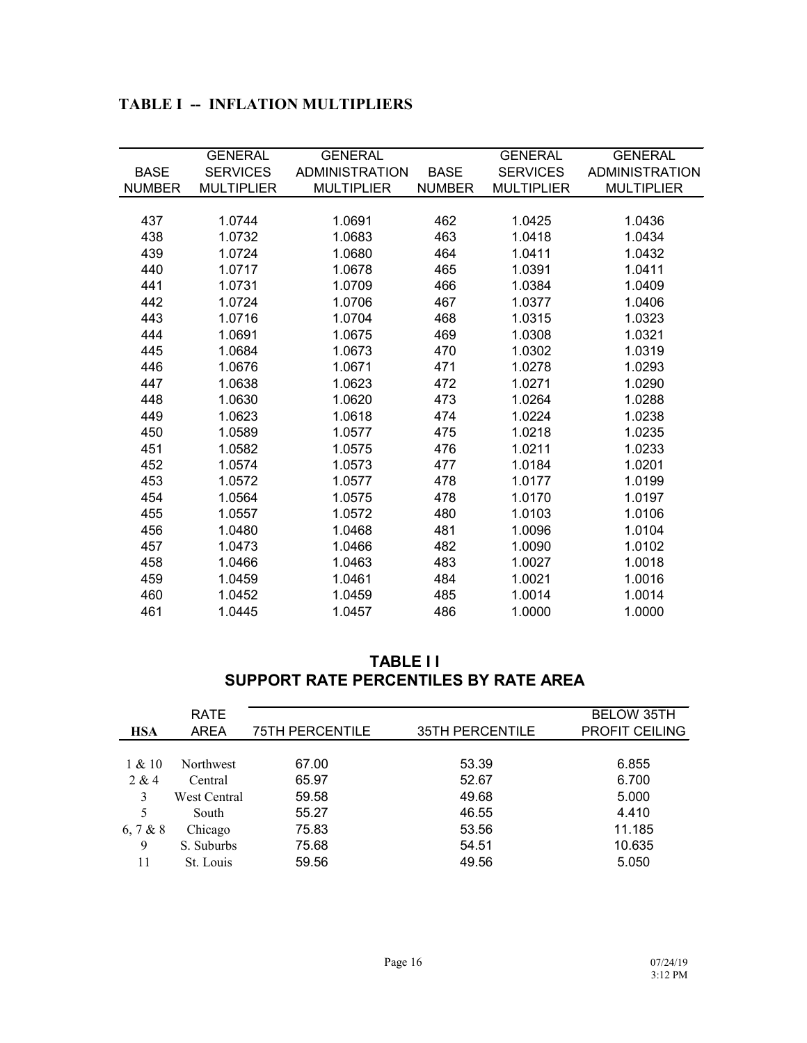## TABLE I -- INFLATION MULTIPLIERS

| BASE NUMBER | GENERAL SERVICES MULTIPLIER | GENERAL ADMINISTRATION MULTIPLIER | BASE NUMBER | GENERAL SERVICES MULTIPLIER | GENERAL ADMINISTRATION MULTIPLIER |
|---|---|---|---|---|---|
| 437 | 1.0744 | 1.0691 | 462 | 1.0425 | 1.0436 |
| 438 | 1.0732 | 1.0683 | 463 | 1.0418 | 1.0434 |
| 439 | 1.0724 | 1.0680 | 464 | 1.0411 | 1.0432 |
| 440 | 1.0717 | 1.0678 | 465 | 1.0391 | 1.0411 |
| 441 | 1.0731 | 1.0709 | 466 | 1.0384 | 1.0409 |
| 442 | 1.0724 | 1.0706 | 467 | 1.0377 | 1.0406 |
| 443 | 1.0716 | 1.0704 | 468 | 1.0315 | 1.0323 |
| 444 | 1.0691 | 1.0675 | 469 | 1.0308 | 1.0321 |
| 445 | 1.0684 | 1.0673 | 470 | 1.0302 | 1.0319 |
| 446 | 1.0676 | 1.0671 | 471 | 1.0278 | 1.0293 |
| 447 | 1.0638 | 1.0623 | 472 | 1.0271 | 1.0290 |
| 448 | 1.0630 | 1.0620 | 473 | 1.0264 | 1.0288 |
| 449 | 1.0623 | 1.0618 | 474 | 1.0224 | 1.0238 |
| 450 | 1.0589 | 1.0577 | 475 | 1.0218 | 1.0235 |
| 451 | 1.0582 | 1.0575 | 476 | 1.0211 | 1.0233 |
| 452 | 1.0574 | 1.0573 | 477 | 1.0184 | 1.0201 |
| 453 | 1.0572 | 1.0577 | 478 | 1.0177 | 1.0199 |
| 454 | 1.0564 | 1.0575 | 478 | 1.0170 | 1.0197 |
| 455 | 1.0557 | 1.0572 | 480 | 1.0103 | 1.0106 |
| 456 | 1.0480 | 1.0468 | 481 | 1.0096 | 1.0104 |
| 457 | 1.0473 | 1.0466 | 482 | 1.0090 | 1.0102 |
| 458 | 1.0466 | 1.0463 | 483 | 1.0027 | 1.0018 |
| 459 | 1.0459 | 1.0461 | 484 | 1.0021 | 1.0016 |
| 460 | 1.0452 | 1.0459 | 485 | 1.0014 | 1.0014 |
| 461 | 1.0445 | 1.0457 | 486 | 1.0000 | 1.0000 |

## TABLE I I
## SUPPORT RATE PERCENTILES BY RATE AREA

| HSA | RATE AREA | 75TH PERCENTILE | 35TH PERCENTILE | BELOW 35TH PROFIT CEILING |
|---|---|---|---|---|
| 1 & 10 | Northwest | 67.00 | 53.39 | 6.855 |
| 2 & 4 | Central | 65.97 | 52.67 | 6.700 |
| 3 | West Central | 59.58 | 49.68 | 5.000 |
| 5 | South | 55.27 | 46.55 | 4.410 |
| 6, 7 & 8 | Chicago | 75.83 | 53.56 | 11.185 |
| 9 | S. Suburbs | 75.68 | 54.51 | 10.635 |
| 11 | St. Louis | 59.56 | 49.56 | 5.050 |

07/24/19
3:12 PM